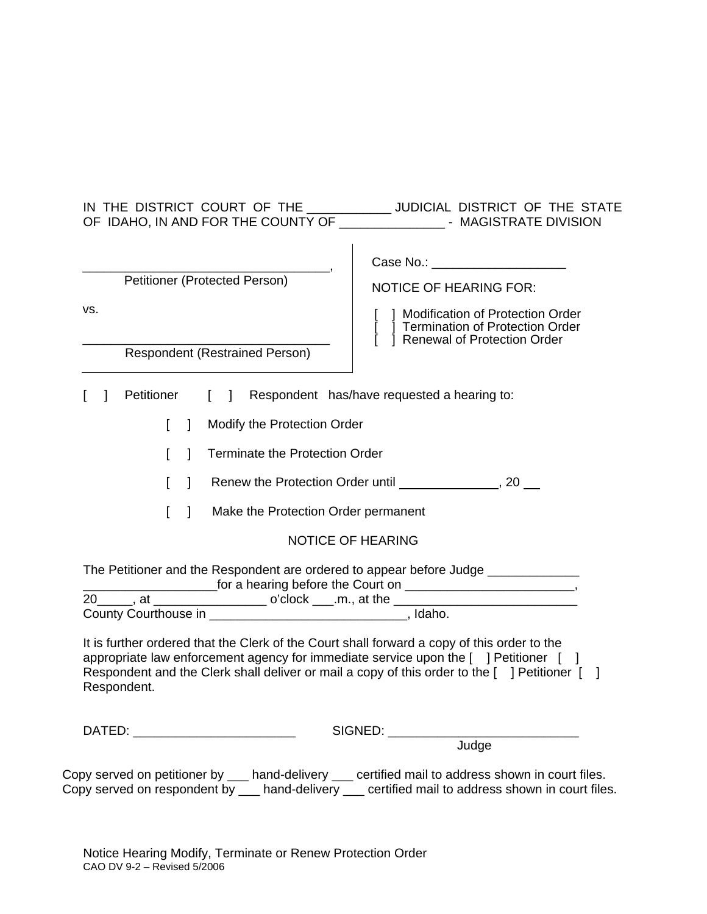IN THE DISTRICT COURT OF THE ___________ JUDICIAL DISTRICT OF THE STATE OF IDAHO, IN AND FOR THE COUNTY OF ______________ - MAGISTRATE DIVISION

| | |
|---|---|
| ___________________________________,<br>Petitioner (Protected Person)<br><br>vs.<br><br>___________________________________<br>Respondent (Restrained Person) | Case No.: ___________________<br><br>NOTICE OF HEARING FOR:<br><br>[ ] Modification of Protection Order<br>[ ] Termination of Protection Order<br>[ ] Renewal of Protection Order |

[ ] Petitioner [ ] Respondent has/have requested a hearing to:

[ ] Modify the Protection Order

[ ] Terminate the Protection Order

[ ] Renew the Protection Order until ______________, 20 __

[ ] Make the Protection Order permanent

NOTICE OF HEARING

The Petitioner and the Respondent are ordered to appear before Judge _____________ __________________for a hearing before the Court on ________________________, 20_____, at ________________ o'clock ___.m., at the __________________________ County Courthouse in ____________________________, Idaho.

It is further ordered that the Clerk of the Court shall forward a copy of this order to the appropriate law enforcement agency for immediate service upon the [ ] Petitioner [ ] Respondent and the Clerk shall deliver or mail a copy of this order to the [ ] Petitioner [ ] Respondent.

DATED: ______________________ SIGNED: __________________________
Judge

Copy served on petitioner by ___ hand-delivery ___ certified mail to address shown in court files.
Copy served on respondent by ___ hand-delivery ___ certified mail to address shown in court files.

Notice Hearing Modify, Terminate or Renew Protection Order
CAO DV 9-2 – Revised 5/2006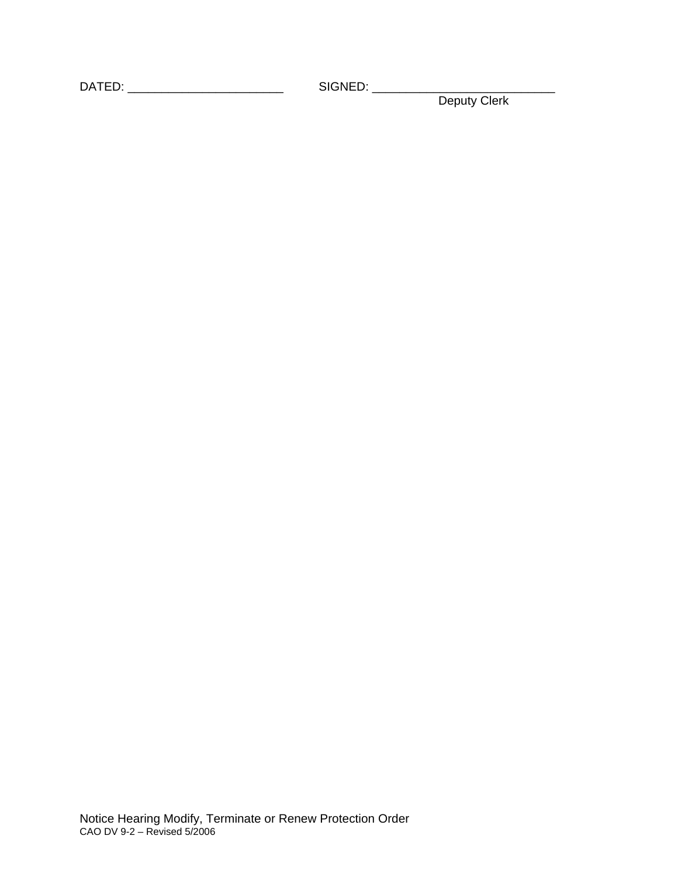DATED: _______________________ SIGNED: ___________________________

Deputy Clerk